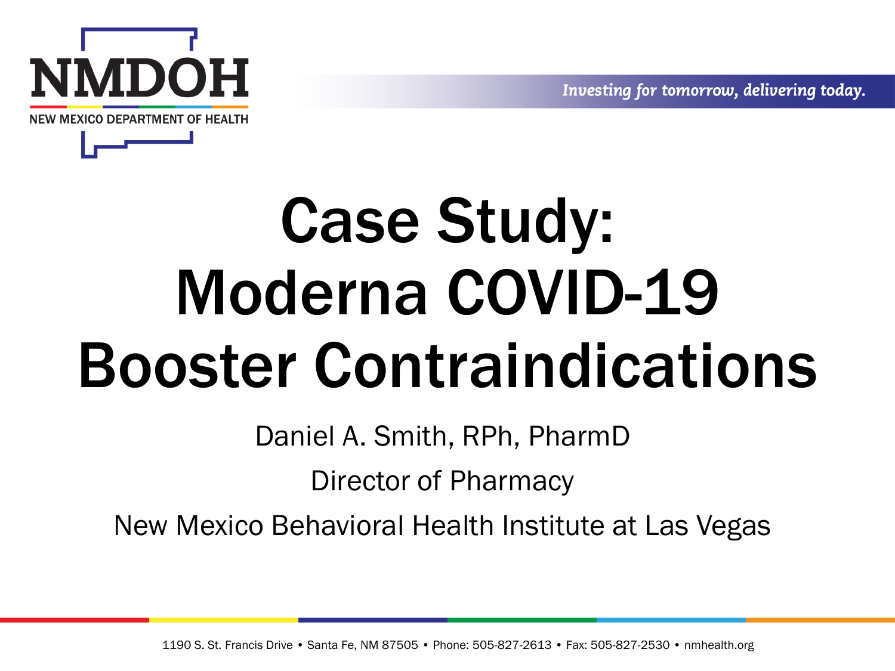NMDOH

NEW MEXICO DEPARTMENT OF HEALTH

*Investing for tomorrow, delivering today.*

# Case Study: Moderna COVID-19 Booster Contraindications

Daniel A. Smith, RPh, PharmD

Director of Pharmacy

New Mexico Behavioral Health Institute at Las Vegas

1190 S. St. Francis Drive • Santa Fe, NM 87505 • Phone: 505-827-2613 • Fax: 505-827-2530 • nmhealth.org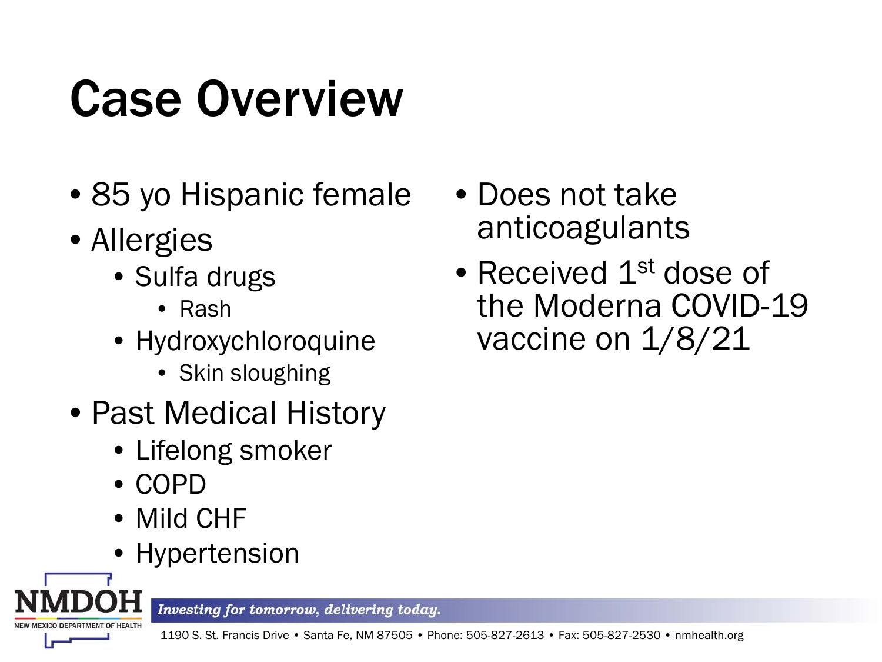# Case Overview

- 85 yo Hispanic female
- Allergies
  - Sulfa drugs
    - Rash
  - Hydroxychloroquine
    - Skin sloughing
- Past Medical History
  - Lifelong smoker
  - COPD
  - Mild CHF
  - Hypertension
- Does not take anticoagulants
- Received 1st dose of the Moderna COVID-19 vaccine on 1/8/21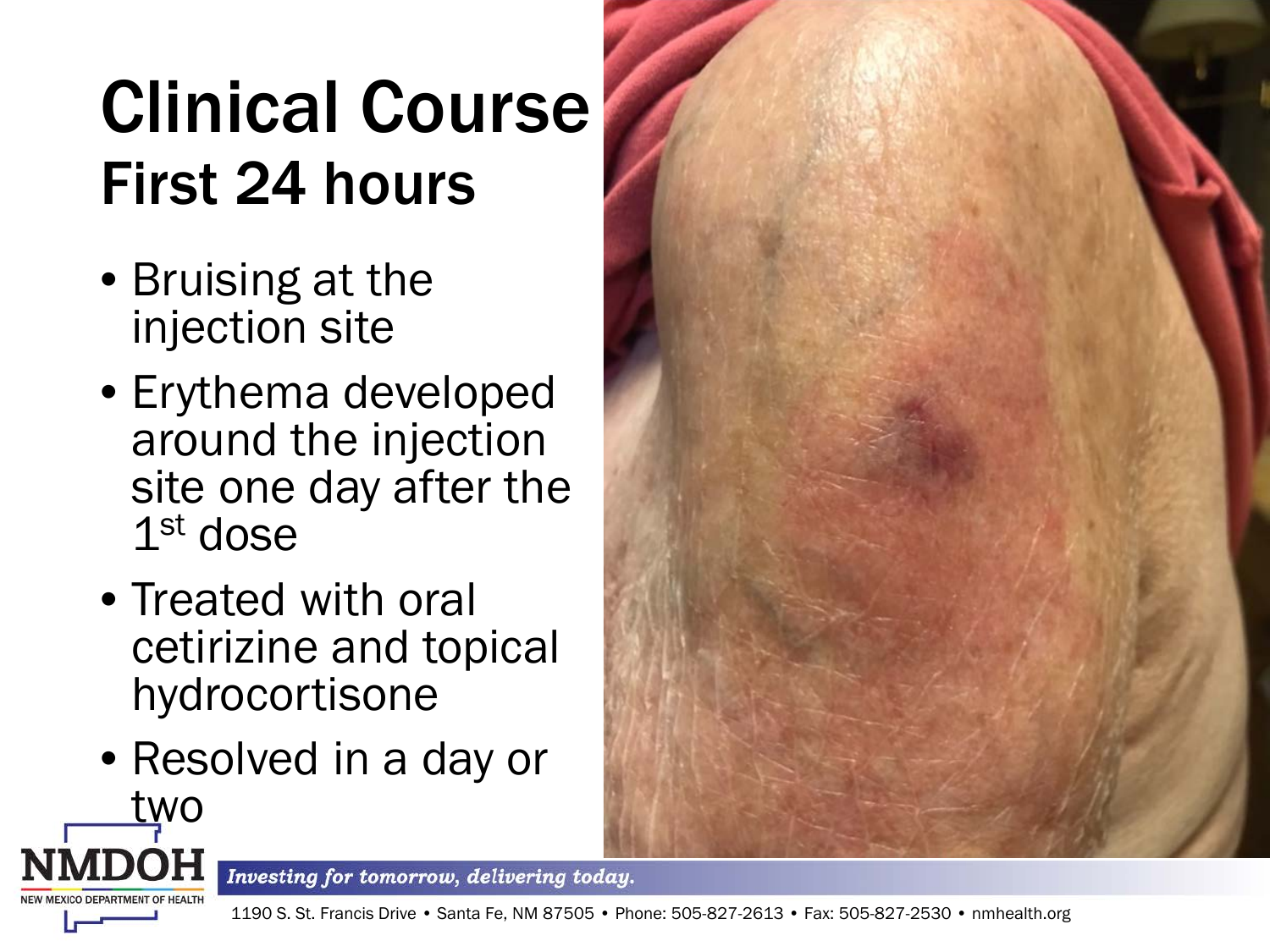# Clinical Course

## First 24 hours

- Bruising at the injection site
- Erythema developed around the injection site one day after the 1st dose
- Treated with oral cetirizine and topical hydrocortisone
- Resolved in a day or two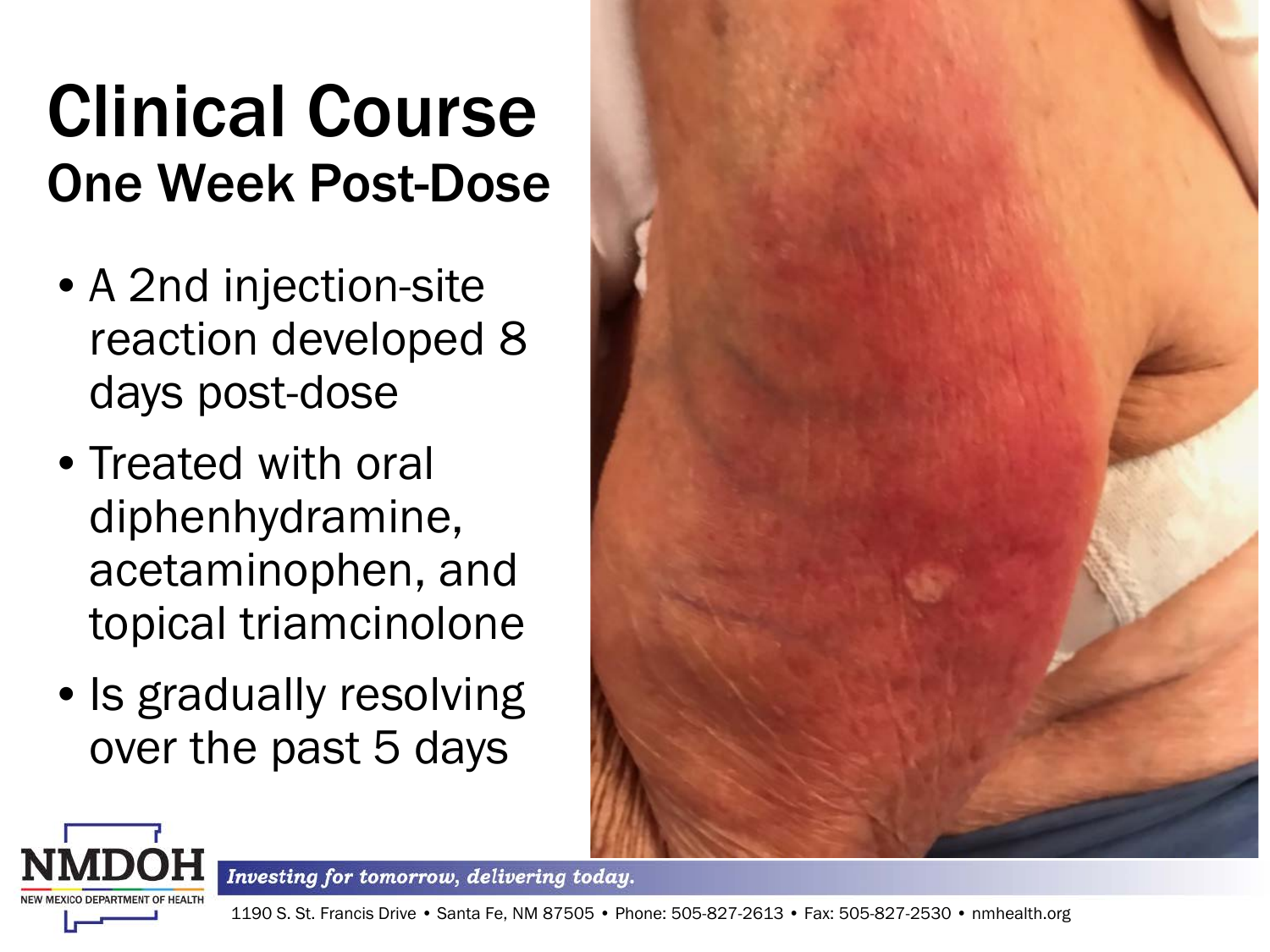# Clinical Course

## One Week Post-Dose

- A 2nd injection-site reaction developed 8 days post-dose
- Treated with oral diphenhydramine, acetaminophen, and topical triamcinolone
- Is gradually resolving over the past 5 days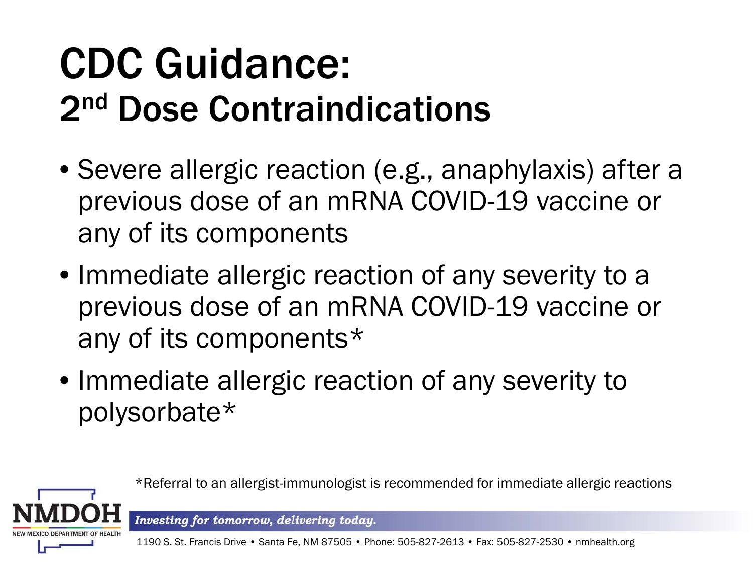# CDC Guidance:
## 2nd Dose Contraindications

- Severe allergic reaction (e.g., anaphylaxis) after a previous dose of an mRNA COVID-19 vaccine or any of its components
- Immediate allergic reaction of any severity to a previous dose of an mRNA COVID-19 vaccine or any of its components*
- Immediate allergic reaction of any severity to polysorbate*

*Referral to an allergist-immunologist is recommended for immediate allergic reactions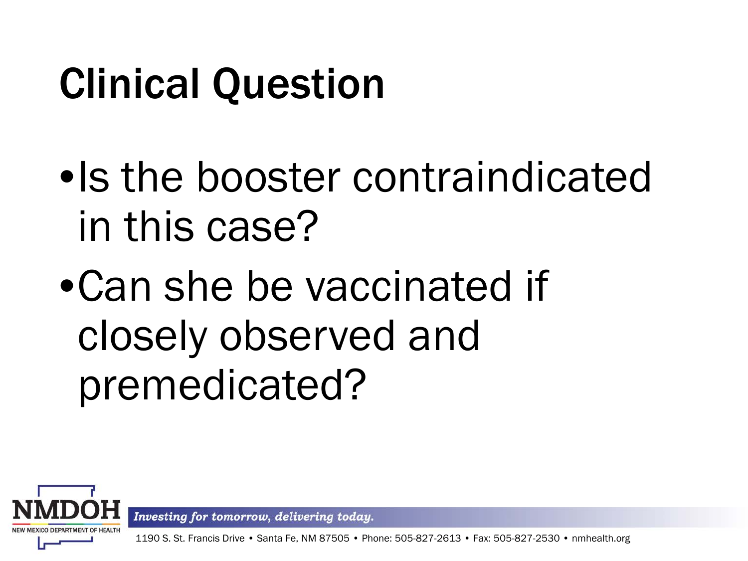# Clinical Question

- Is the booster contraindicated in this case?
- Can she be vaccinated if closely observed and premedicated?